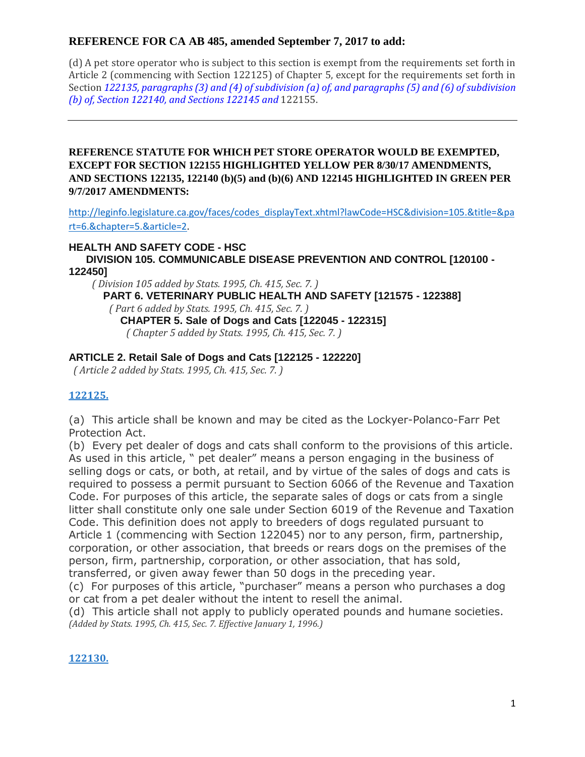## REFERENCE FOR CA AB 485, amended September 7, 2017 to add:

(d) A pet store operator who is subject to this section is exempt from the requirements set forth in Article 2 (commencing with Section 122125) of Chapter 5, except for the requirements set forth in Section *122135, paragraphs (3) and (4) of subdivision (a) of, and paragraphs (5) and (6) of subdivision (b) of, Section 122140, and Sections 122145 and* 122155.

---

**REFERENCE STATUTE FOR WHICH PET STORE OPERATOR WOULD BE EXEMPTED, EXCEPT FOR SECTION 122155 HIGHLIGHTED YELLOW PER 8/30/17 AMENDMENTS, AND SECTIONS 122135, 122140 (b)(5) and (b)(6) AND 122145 HIGHLIGHTED IN GREEN PER 9/7/2017 AMENDMENTS:**

http://leginfo.legislature.ca.gov/faces/codes_displayText.xhtml?lawCode=HSC&division=105.&title=&part=6.&chapter=5.&article=2.

**HEALTH AND SAFETY CODE - HSC**

**DIVISION 105. COMMUNICABLE DISEASE PREVENTION AND CONTROL [120100 - 122450]**

*( Division 105 added by Stats. 1995, Ch. 415, Sec. 7. )*

**PART 6. VETERINARY PUBLIC HEALTH AND SAFETY [121575 - 122388]**

*( Part 6 added by Stats. 1995, Ch. 415, Sec. 7. )*

**CHAPTER 5. Sale of Dogs and Cats [122045 - 122315]**

*( Chapter 5 added by Stats. 1995, Ch. 415, Sec. 7. )*

### ARTICLE 2. Retail Sale of Dogs and Cats [122125 - 122220]

*( Article 2 added by Stats. 1995, Ch. 415, Sec. 7. )*

**122125.**

(a) This article shall be known and may be cited as the Lockyer-Polanco-Farr Pet Protection Act.

(b) Every pet dealer of dogs and cats shall conform to the provisions of this article. As used in this article, " pet dealer" means a person engaging in the business of selling dogs or cats, or both, at retail, and by virtue of the sales of dogs and cats is required to possess a permit pursuant to Section 6066 of the Revenue and Taxation Code. For purposes of this article, the separate sales of dogs or cats from a single litter shall constitute only one sale under Section 6019 of the Revenue and Taxation Code. This definition does not apply to breeders of dogs regulated pursuant to Article 1 (commencing with Section 122045) nor to any person, firm, partnership, corporation, or other association, that breeds or rears dogs on the premises of the person, firm, partnership, corporation, or other association, that has sold, transferred, or given away fewer than 50 dogs in the preceding year.

(c) For purposes of this article, "purchaser" means a person who purchases a dog or cat from a pet dealer without the intent to resell the animal.

(d) This article shall not apply to publicly operated pounds and humane societies.

*(Added by Stats. 1995, Ch. 415, Sec. 7. Effective January 1, 1996.)*

**122130.**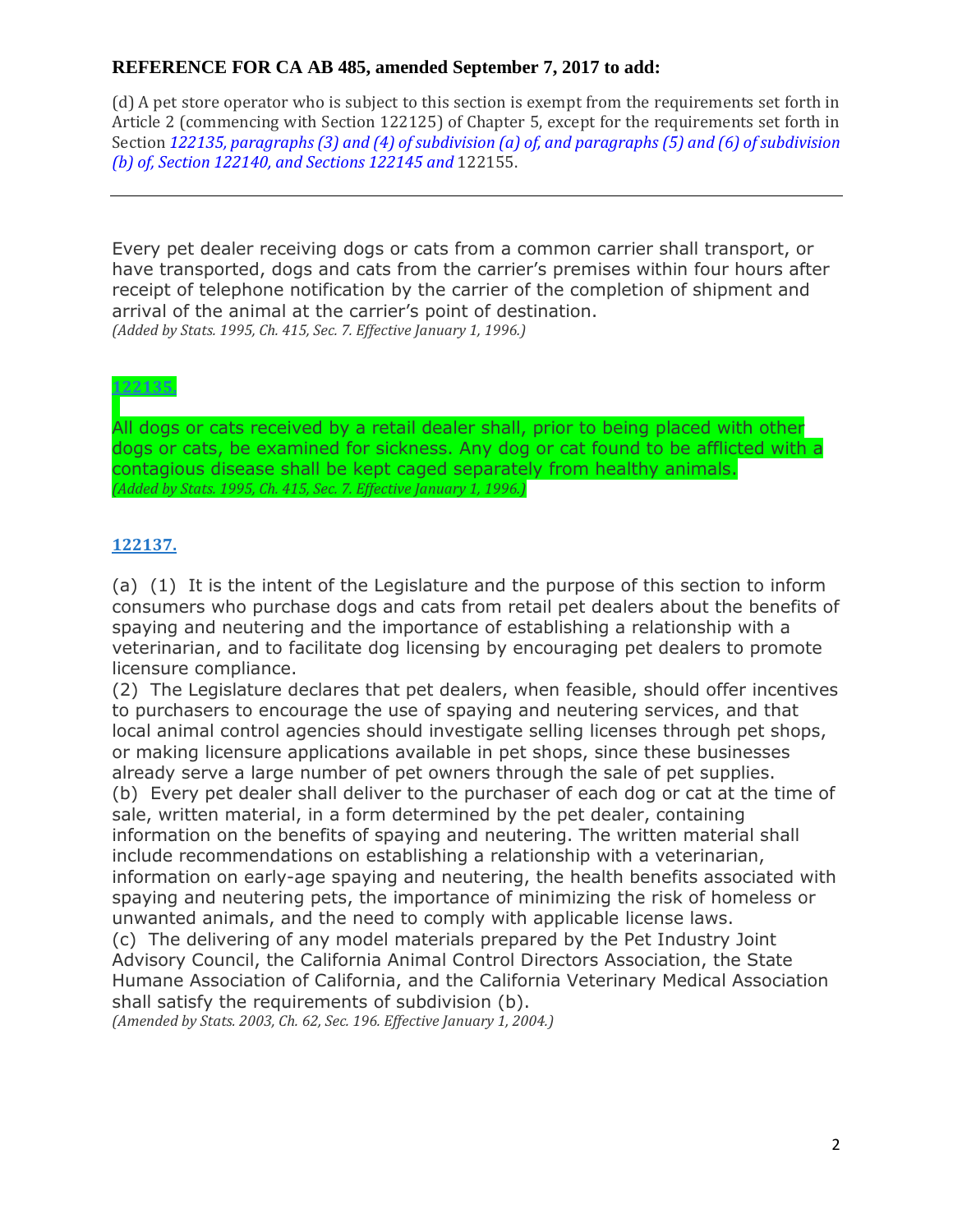**REFERENCE FOR CA AB 485, amended September 7, 2017 to add:**

(d) A pet store operator who is subject to this section is exempt from the requirements set forth in Article 2 (commencing with Section 122125) of Chapter 5, except for the requirements set forth in Section *122135, paragraphs (3) and (4) of subdivision (a) of, and paragraphs (5) and (6) of subdivision (b) of, Section 122140, and Sections 122145 and* 122155.

---

Every pet dealer receiving dogs or cats from a common carrier shall transport, or have transported, dogs and cats from the carrier's premises within four hours after receipt of telephone notification by the carrier of the completion of shipment and arrival of the animal at the carrier's point of destination.

*(Added by Stats. 1995, Ch. 415, Sec. 7. Effective January 1, 1996.)*

**122135.**

All dogs or cats received by a retail dealer shall, prior to being placed with other dogs or cats, be examined for sickness. Any dog or cat found to be afflicted with a contagious disease shall be kept caged separately from healthy animals.

*(Added by Stats. 1995, Ch. 415, Sec. 7. Effective January 1, 1996.)*

**122137.**

(a) (1) It is the intent of the Legislature and the purpose of this section to inform consumers who purchase dogs and cats from retail pet dealers about the benefits of spaying and neutering and the importance of establishing a relationship with a veterinarian, and to facilitate dog licensing by encouraging pet dealers to promote licensure compliance.

(2) The Legislature declares that pet dealers, when feasible, should offer incentives to purchasers to encourage the use of spaying and neutering services, and that local animal control agencies should investigate selling licenses through pet shops, or making licensure applications available in pet shops, since these businesses already serve a large number of pet owners through the sale of pet supplies.

(b) Every pet dealer shall deliver to the purchaser of each dog or cat at the time of sale, written material, in a form determined by the pet dealer, containing information on the benefits of spaying and neutering. The written material shall include recommendations on establishing a relationship with a veterinarian, information on early-age spaying and neutering, the health benefits associated with spaying and neutering pets, the importance of minimizing the risk of homeless or unwanted animals, and the need to comply with applicable license laws.

(c) The delivering of any model materials prepared by the Pet Industry Joint Advisory Council, the California Animal Control Directors Association, the State Humane Association of California, and the California Veterinary Medical Association shall satisfy the requirements of subdivision (b).

*(Amended by Stats. 2003, Ch. 62, Sec. 196. Effective January 1, 2004.)*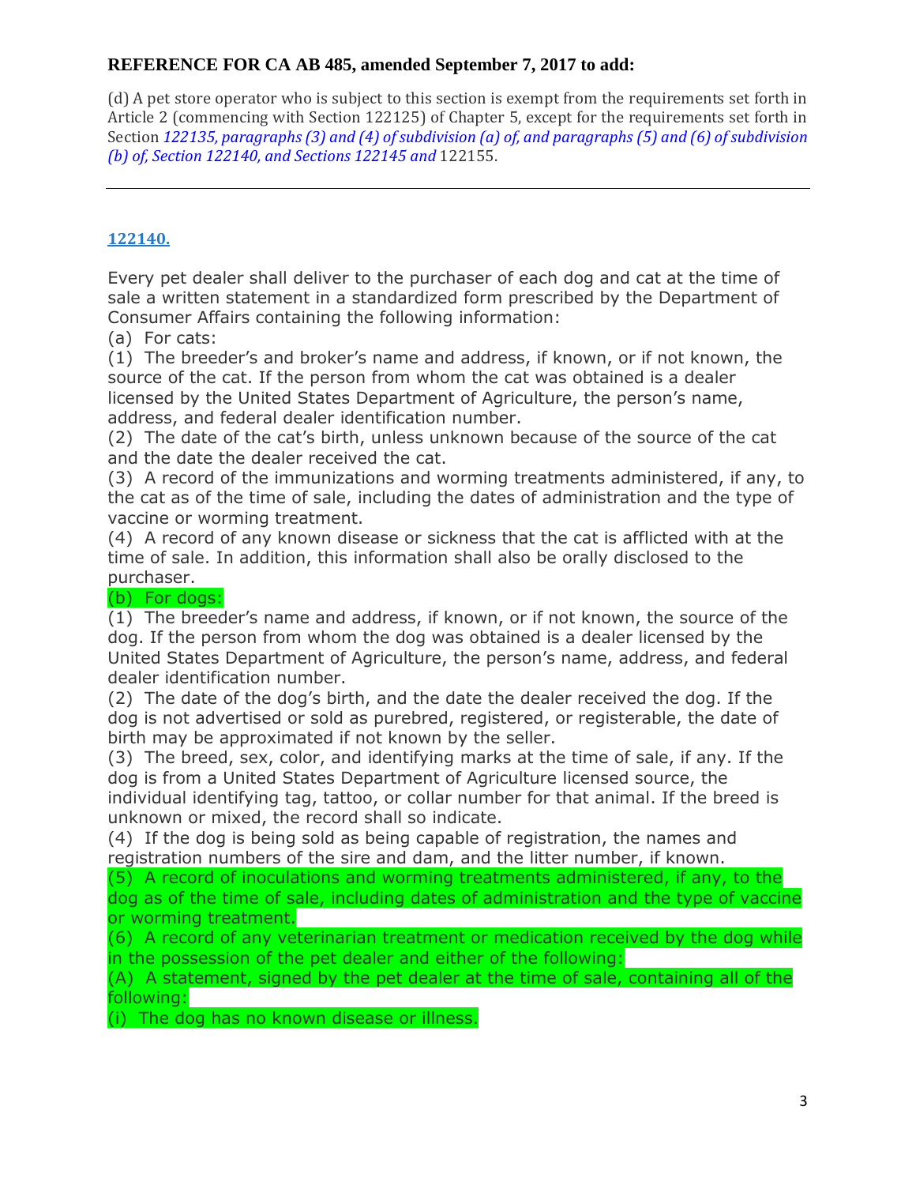**REFERENCE FOR CA AB 485, amended September 7, 2017 to add:**

(d) A pet store operator who is subject to this section is exempt from the requirements set forth in Article 2 (commencing with Section 122125) of Chapter 5, except for the requirements set forth in Section *122135, paragraphs (3) and (4) of subdivision (a) of, and paragraphs (5) and (6) of subdivision (b) of, Section 122140, and Sections 122145 and* 122155.

---

**122140.**

Every pet dealer shall deliver to the purchaser of each dog and cat at the time of sale a written statement in a standardized form prescribed by the Department of Consumer Affairs containing the following information:

(a) For cats:

(1) The breeder's and broker's name and address, if known, or if not known, the source of the cat. If the person from whom the cat was obtained is a dealer licensed by the United States Department of Agriculture, the person's name, address, and federal dealer identification number.

(2) The date of the cat's birth, unless unknown because of the source of the cat and the date the dealer received the cat.

(3) A record of the immunizations and worming treatments administered, if any, to the cat as of the time of sale, including the dates of administration and the type of vaccine or worming treatment.

(4) A record of any known disease or sickness that the cat is afflicted with at the time of sale. In addition, this information shall also be orally disclosed to the purchaser.

(b) For dogs:

(1) The breeder's name and address, if known, or if not known, the source of the dog. If the person from whom the dog was obtained is a dealer licensed by the United States Department of Agriculture, the person's name, address, and federal dealer identification number.

(2) The date of the dog's birth, and the date the dealer received the dog. If the dog is not advertised or sold as purebred, registered, or registerable, the date of birth may be approximated if not known by the seller.

(3) The breed, sex, color, and identifying marks at the time of sale, if any. If the dog is from a United States Department of Agriculture licensed source, the individual identifying tag, tattoo, or collar number for that animal. If the breed is unknown or mixed, the record shall so indicate.

(4) If the dog is being sold as being capable of registration, the names and registration numbers of the sire and dam, and the litter number, if known.

(5) A record of inoculations and worming treatments administered, if any, to the dog as of the time of sale, including dates of administration and the type of vaccine or worming treatment.

(6) A record of any veterinarian treatment or medication received by the dog while in the possession of the pet dealer and either of the following:

(A) A statement, signed by the pet dealer at the time of sale, containing all of the following:

(i) The dog has no known disease or illness.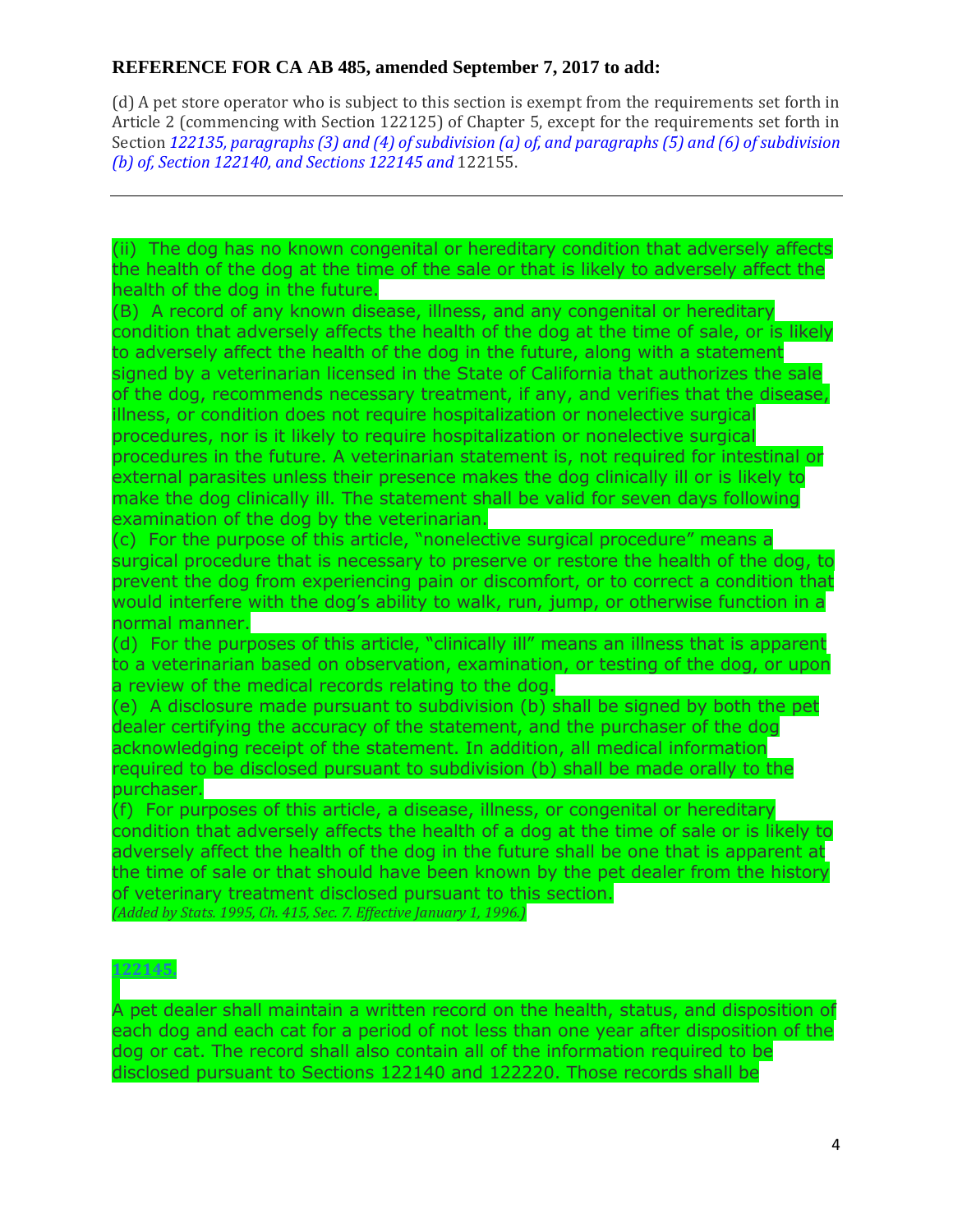**REFERENCE FOR CA AB 485, amended September 7, 2017 to add:**

(d) A pet store operator who is subject to this section is exempt from the requirements set forth in Article 2 (commencing with Section 122125) of Chapter 5, except for the requirements set forth in Section *122135, paragraphs (3) and (4) of subdivision (a) of, and paragraphs (5) and (6) of subdivision (b) of, Section 122140, and Sections 122145 and* 122155.

---

(ii) The dog has no known congenital or hereditary condition that adversely affects the health of the dog at the time of the sale or that is likely to adversely affect the health of the dog in the future.

(B) A record of any known disease, illness, and any congenital or hereditary condition that adversely affects the health of the dog at the time of sale, or is likely to adversely affect the health of the dog in the future, along with a statement signed by a veterinarian licensed in the State of California that authorizes the sale of the dog, recommends necessary treatment, if any, and verifies that the disease, illness, or condition does not require hospitalization or nonelective surgical procedures, nor is it likely to require hospitalization or nonelective surgical procedures in the future. A veterinarian statement is, not required for intestinal or external parasites unless their presence makes the dog clinically ill or is likely to make the dog clinically ill. The statement shall be valid for seven days following examination of the dog by the veterinarian.

(c) For the purpose of this article, "nonelective surgical procedure" means a surgical procedure that is necessary to preserve or restore the health of the dog, to prevent the dog from experiencing pain or discomfort, or to correct a condition that would interfere with the dog's ability to walk, run, jump, or otherwise function in a normal manner.

(d) For the purposes of this article, "clinically ill" means an illness that is apparent to a veterinarian based on observation, examination, or testing of the dog, or upon a review of the medical records relating to the dog.

(e) A disclosure made pursuant to subdivision (b) shall be signed by both the pet dealer certifying the accuracy of the statement, and the purchaser of the dog acknowledging receipt of the statement. In addition, all medical information required to be disclosed pursuant to subdivision (b) shall be made orally to the purchaser.

(f) For purposes of this article, a disease, illness, or congenital or hereditary condition that adversely affects the health of a dog at the time of sale or is likely to adversely affect the health of the dog in the future shall be one that is apparent at the time of sale or that should have been known by the pet dealer from the history of veterinary treatment disclosed pursuant to this section.

*(Added by Stats. 1995, Ch. 415, Sec. 7. Effective January 1, 1996.)*

**122145.**

A pet dealer shall maintain a written record on the health, status, and disposition of each dog and each cat for a period of not less than one year after disposition of the dog or cat. The record shall also contain all of the information required to be disclosed pursuant to Sections 122140 and 122220. Those records shall be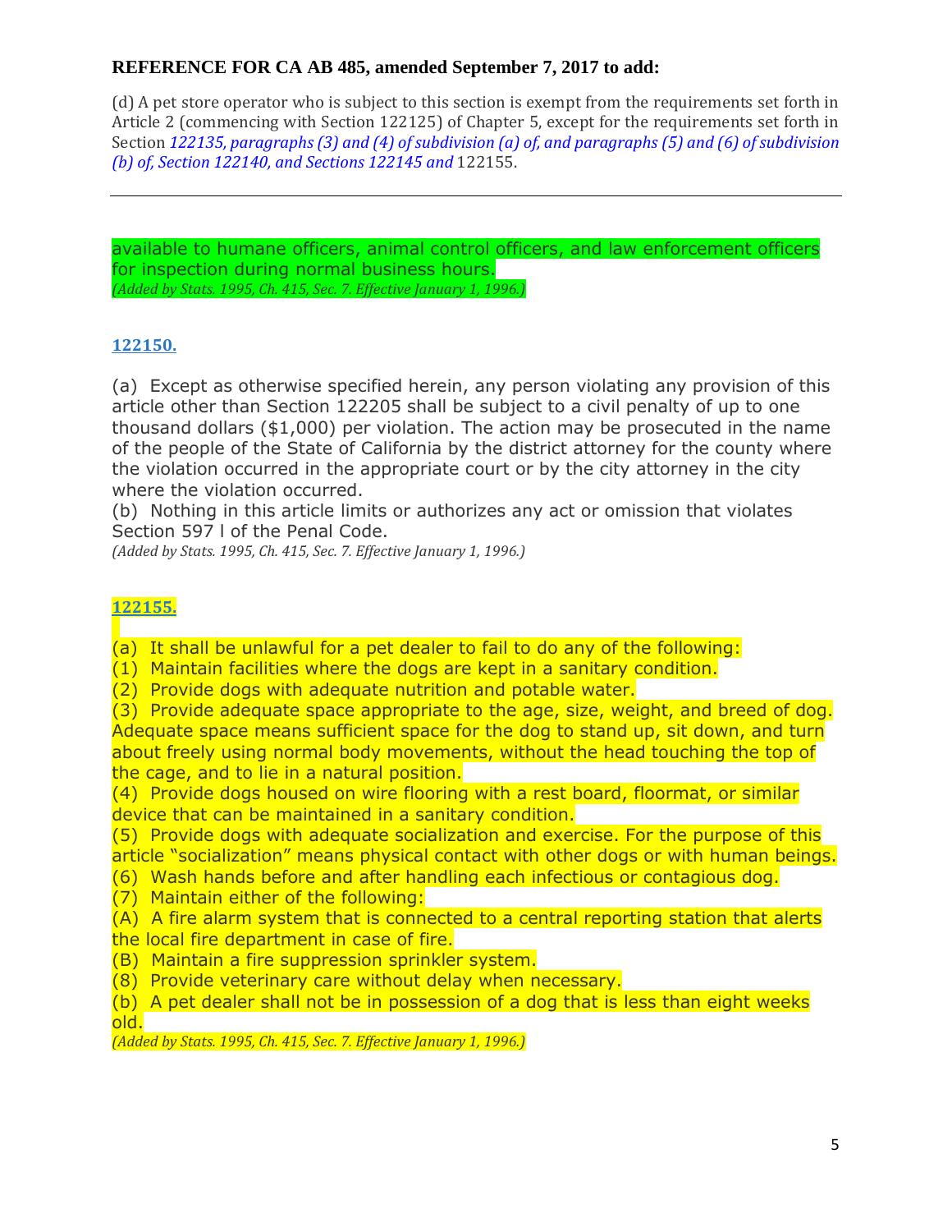**REFERENCE FOR CA AB 485, amended September 7, 2017 to add:**

(d) A pet store operator who is subject to this section is exempt from the requirements set forth in Article 2 (commencing with Section 122125) of Chapter 5, except for the requirements set forth in Section *122135, paragraphs (3) and (4) of subdivision (a) of, and paragraphs (5) and (6) of subdivision (b) of, Section 122140, and Sections 122145 and* 122155.

---

available to humane officers, animal control officers, and law enforcement officers for inspection during normal business hours.
*(Added by Stats. 1995, Ch. 415, Sec. 7. Effective January 1, 1996.)*

**122150.**

(a) Except as otherwise specified herein, any person violating any provision of this article other than Section 122205 shall be subject to a civil penalty of up to one thousand dollars ($1,000) per violation. The action may be prosecuted in the name of the people of the State of California by the district attorney for the county where the violation occurred in the appropriate court or by the city attorney in the city where the violation occurred.
(b) Nothing in this article limits or authorizes any act or omission that violates Section 597 l of the Penal Code.
*(Added by Stats. 1995, Ch. 415, Sec. 7. Effective January 1, 1996.)*

**122155.**

(a) It shall be unlawful for a pet dealer to fail to do any of the following:
(1) Maintain facilities where the dogs are kept in a sanitary condition.
(2) Provide dogs with adequate nutrition and potable water.
(3) Provide adequate space appropriate to the age, size, weight, and breed of dog. Adequate space means sufficient space for the dog to stand up, sit down, and turn about freely using normal body movements, without the head touching the top of the cage, and to lie in a natural position.
(4) Provide dogs housed on wire flooring with a rest board, floormat, or similar device that can be maintained in a sanitary condition.
(5) Provide dogs with adequate socialization and exercise. For the purpose of this article “socialization” means physical contact with other dogs or with human beings.
(6) Wash hands before and after handling each infectious or contagious dog.
(7) Maintain either of the following:
(A) A fire alarm system that is connected to a central reporting station that alerts the local fire department in case of fire.
(B) Maintain a fire suppression sprinkler system.
(8) Provide veterinary care without delay when necessary.
(b) A pet dealer shall not be in possession of a dog that is less than eight weeks old.
*(Added by Stats. 1995, Ch. 415, Sec. 7. Effective January 1, 1996.)*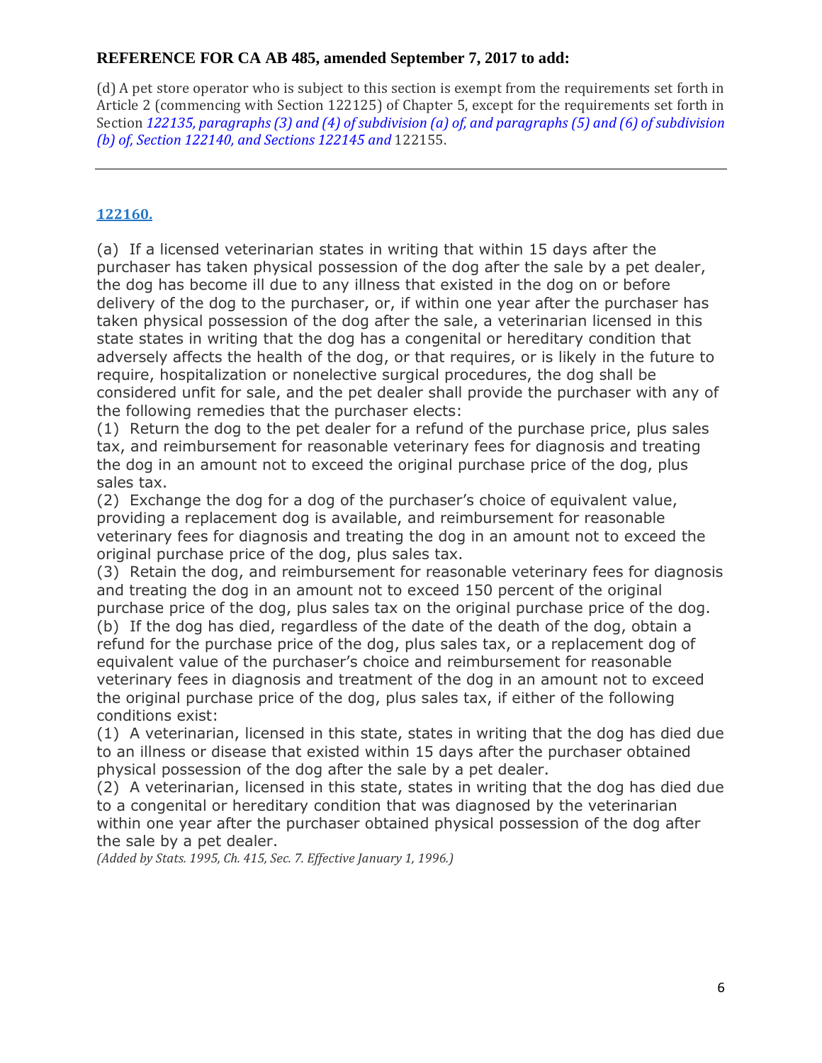**REFERENCE FOR CA AB 485, amended September 7, 2017 to add:**

(d) A pet store operator who is subject to this section is exempt from the requirements set forth in Article 2 (commencing with Section 122125) of Chapter 5, except for the requirements set forth in Section *122135, paragraphs (3) and (4) of subdivision (a) of, and paragraphs (5) and (6) of subdivision (b) of, Section 122140, and Sections 122145 and* 122155.

---

**122160.**

(a) If a licensed veterinarian states in writing that within 15 days after the purchaser has taken physical possession of the dog after the sale by a pet dealer, the dog has become ill due to any illness that existed in the dog on or before delivery of the dog to the purchaser, or, if within one year after the purchaser has taken physical possession of the dog after the sale, a veterinarian licensed in this state states in writing that the dog has a congenital or hereditary condition that adversely affects the health of the dog, or that requires, or is likely in the future to require, hospitalization or nonelective surgical procedures, the dog shall be considered unfit for sale, and the pet dealer shall provide the purchaser with any of the following remedies that the purchaser elects:

(1) Return the dog to the pet dealer for a refund of the purchase price, plus sales tax, and reimbursement for reasonable veterinary fees for diagnosis and treating the dog in an amount not to exceed the original purchase price of the dog, plus sales tax.

(2) Exchange the dog for a dog of the purchaser's choice of equivalent value, providing a replacement dog is available, and reimbursement for reasonable veterinary fees for diagnosis and treating the dog in an amount not to exceed the original purchase price of the dog, plus sales tax.

(3) Retain the dog, and reimbursement for reasonable veterinary fees for diagnosis and treating the dog in an amount not to exceed 150 percent of the original purchase price of the dog, plus sales tax on the original purchase price of the dog.

(b) If the dog has died, regardless of the date of the death of the dog, obtain a refund for the purchase price of the dog, plus sales tax, or a replacement dog of equivalent value of the purchaser's choice and reimbursement for reasonable veterinary fees in diagnosis and treatment of the dog in an amount not to exceed the original purchase price of the dog, plus sales tax, if either of the following conditions exist:

(1) A veterinarian, licensed in this state, states in writing that the dog has died due to an illness or disease that existed within 15 days after the purchaser obtained physical possession of the dog after the sale by a pet dealer.

(2) A veterinarian, licensed in this state, states in writing that the dog has died due to a congenital or hereditary condition that was diagnosed by the veterinarian within one year after the purchaser obtained physical possession of the dog after the sale by a pet dealer.

*(Added by Stats. 1995, Ch. 415, Sec. 7. Effective January 1, 1996.)*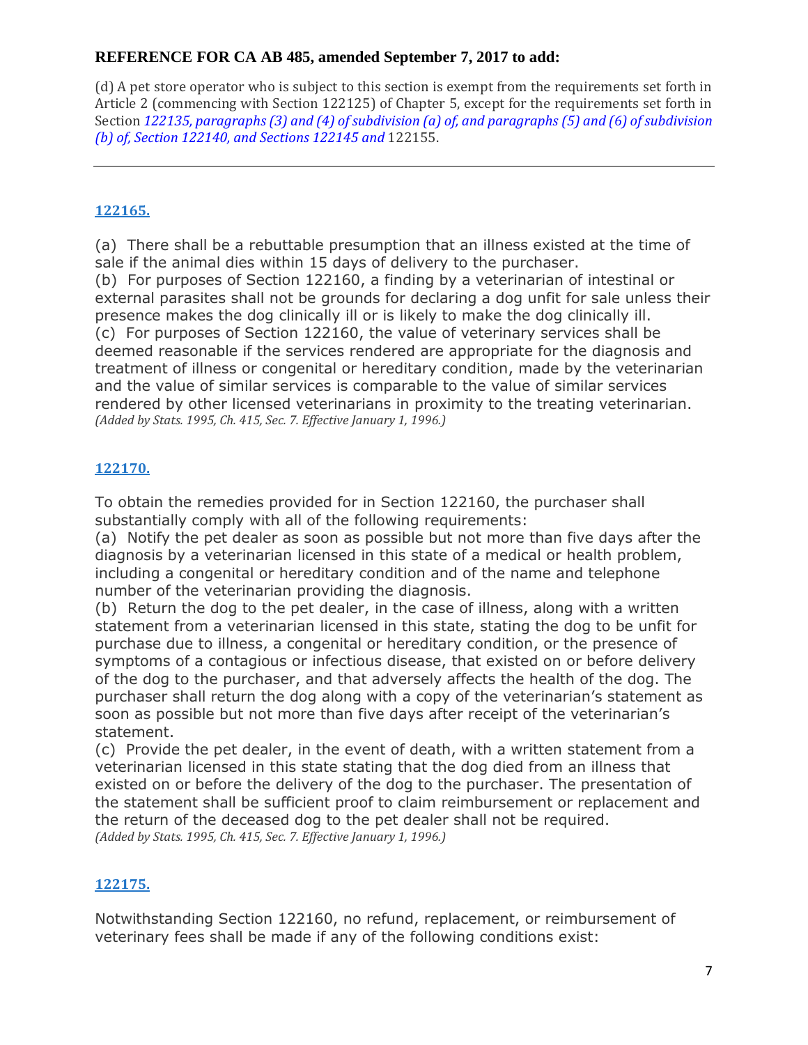**REFERENCE FOR CA AB 485, amended September 7, 2017 to add:**

(d) A pet store operator who is subject to this section is exempt from the requirements set forth in Article 2 (commencing with Section 122125) of Chapter 5, except for the requirements set forth in Section *122135, paragraphs (3) and (4) of subdivision (a) of, and paragraphs (5) and (6) of subdivision (b) of, Section 122140, and Sections 122145 and* 122155.

---

### 122165.

(a) There shall be a rebuttable presumption that an illness existed at the time of sale if the animal dies within 15 days of delivery to the purchaser.
(b) For purposes of Section 122160, a finding by a veterinarian of intestinal or external parasites shall not be grounds for declaring a dog unfit for sale unless their presence makes the dog clinically ill or is likely to make the dog clinically ill.
(c) For purposes of Section 122160, the value of veterinary services shall be deemed reasonable if the services rendered are appropriate for the diagnosis and treatment of illness or congenital or hereditary condition, made by the veterinarian and the value of similar services is comparable to the value of similar services rendered by other licensed veterinarians in proximity to the treating veterinarian.
*(Added by Stats. 1995, Ch. 415, Sec. 7. Effective January 1, 1996.)*

### 122170.

To obtain the remedies provided for in Section 122160, the purchaser shall substantially comply with all of the following requirements:
(a) Notify the pet dealer as soon as possible but not more than five days after the diagnosis by a veterinarian licensed in this state of a medical or health problem, including a congenital or hereditary condition and of the name and telephone number of the veterinarian providing the diagnosis.
(b) Return the dog to the pet dealer, in the case of illness, along with a written statement from a veterinarian licensed in this state, stating the dog to be unfit for purchase due to illness, a congenital or hereditary condition, or the presence of symptoms of a contagious or infectious disease, that existed on or before delivery of the dog to the purchaser, and that adversely affects the health of the dog. The purchaser shall return the dog along with a copy of the veterinarian's statement as soon as possible but not more than five days after receipt of the veterinarian's statement.
(c) Provide the pet dealer, in the event of death, with a written statement from a veterinarian licensed in this state stating that the dog died from an illness that existed on or before the delivery of the dog to the purchaser. The presentation of the statement shall be sufficient proof to claim reimbursement or replacement and the return of the deceased dog to the pet dealer shall not be required.
*(Added by Stats. 1995, Ch. 415, Sec. 7. Effective January 1, 1996.)*

### 122175.

Notwithstanding Section 122160, no refund, replacement, or reimbursement of veterinary fees shall be made if any of the following conditions exist: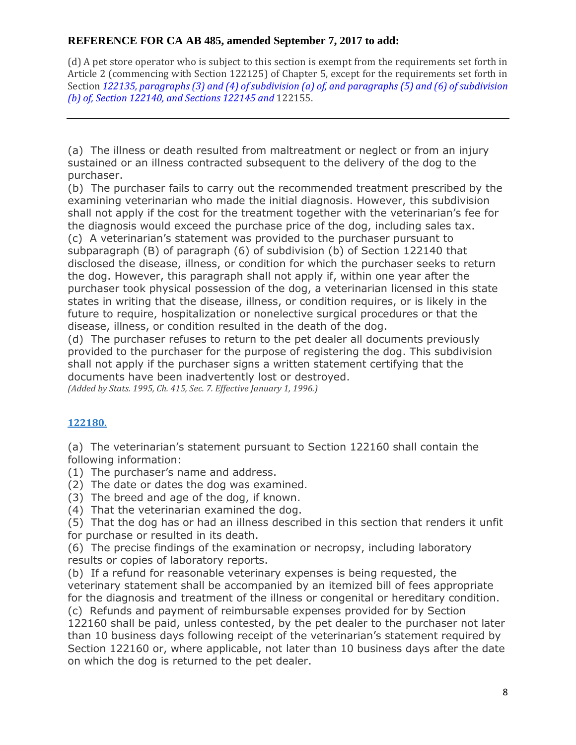**REFERENCE FOR CA AB 485, amended September 7, 2017 to add:**

(d) A pet store operator who is subject to this section is exempt from the requirements set forth in Article 2 (commencing with Section 122125) of Chapter 5, except for the requirements set forth in Section *122135, paragraphs (3) and (4) of subdivision (a) of, and paragraphs (5) and (6) of subdivision (b) of, Section 122140, and Sections 122145 and* 122155.

---

(a) The illness or death resulted from maltreatment or neglect or from an injury sustained or an illness contracted subsequent to the delivery of the dog to the purchaser.

(b) The purchaser fails to carry out the recommended treatment prescribed by the examining veterinarian who made the initial diagnosis. However, this subdivision shall not apply if the cost for the treatment together with the veterinarian's fee for the diagnosis would exceed the purchase price of the dog, including sales tax.

(c) A veterinarian's statement was provided to the purchaser pursuant to subparagraph (B) of paragraph (6) of subdivision (b) of Section 122140 that disclosed the disease, illness, or condition for which the purchaser seeks to return the dog. However, this paragraph shall not apply if, within one year after the purchaser took physical possession of the dog, a veterinarian licensed in this state states in writing that the disease, illness, or condition requires, or is likely in the future to require, hospitalization or nonelective surgical procedures or that the disease, illness, or condition resulted in the death of the dog.

(d) The purchaser refuses to return to the pet dealer all documents previously provided to the purchaser for the purpose of registering the dog. This subdivision shall not apply if the purchaser signs a written statement certifying that the documents have been inadvertently lost or destroyed.

*(Added by Stats. 1995, Ch. 415, Sec. 7. Effective January 1, 1996.)*

**122180.**

(a) The veterinarian's statement pursuant to Section 122160 shall contain the following information:

(1) The purchaser's name and address.

(2) The date or dates the dog was examined.

(3) The breed and age of the dog, if known.

(4) That the veterinarian examined the dog.

(5) That the dog has or had an illness described in this section that renders it unfit for purchase or resulted in its death.

(6) The precise findings of the examination or necropsy, including laboratory results or copies of laboratory reports.

(b) If a refund for reasonable veterinary expenses is being requested, the veterinary statement shall be accompanied by an itemized bill of fees appropriate for the diagnosis and treatment of the illness or congenital or hereditary condition.

(c) Refunds and payment of reimbursable expenses provided for by Section 122160 shall be paid, unless contested, by the pet dealer to the purchaser not later than 10 business days following receipt of the veterinarian's statement required by Section 122160 or, where applicable, not later than 10 business days after the date on which the dog is returned to the pet dealer.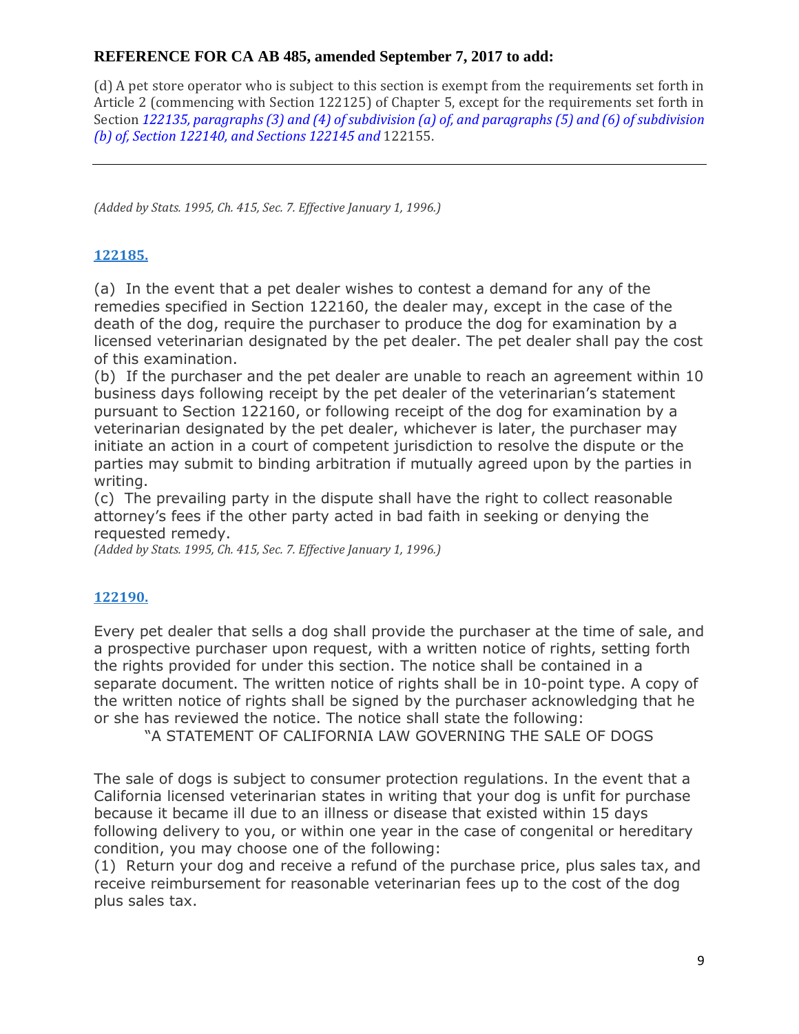**REFERENCE FOR CA AB 485, amended September 7, 2017 to add:**

(d) A pet store operator who is subject to this section is exempt from the requirements set forth in Article 2 (commencing with Section 122125) of Chapter 5, except for the requirements set forth in Section *122135, paragraphs (3) and (4) of subdivision (a) of, and paragraphs (5) and (6) of subdivision (b) of, Section 122140, and Sections 122145 and* 122155.

---

*(Added by Stats. 1995, Ch. 415, Sec. 7. Effective January 1, 1996.)*

### 122185.

(a) In the event that a pet dealer wishes to contest a demand for any of the remedies specified in Section 122160, the dealer may, except in the case of the death of the dog, require the purchaser to produce the dog for examination by a licensed veterinarian designated by the pet dealer. The pet dealer shall pay the cost of this examination.
(b) If the purchaser and the pet dealer are unable to reach an agreement within 10 business days following receipt by the pet dealer of the veterinarian's statement pursuant to Section 122160, or following receipt of the dog for examination by a veterinarian designated by the pet dealer, whichever is later, the purchaser may initiate an action in a court of competent jurisdiction to resolve the dispute or the parties may submit to binding arbitration if mutually agreed upon by the parties in writing.
(c) The prevailing party in the dispute shall have the right to collect reasonable attorney's fees if the other party acted in bad faith in seeking or denying the requested remedy.
*(Added by Stats. 1995, Ch. 415, Sec. 7. Effective January 1, 1996.)*

### 122190.

Every pet dealer that sells a dog shall provide the purchaser at the time of sale, and a prospective purchaser upon request, with a written notice of rights, setting forth the rights provided for under this section. The notice shall be contained in a separate document. The written notice of rights shall be in 10-point type. A copy of the written notice of rights shall be signed by the purchaser acknowledging that he or she has reviewed the notice. The notice shall state the following:

"A STATEMENT OF CALIFORNIA LAW GOVERNING THE SALE OF DOGS

The sale of dogs is subject to consumer protection regulations. In the event that a California licensed veterinarian states in writing that your dog is unfit for purchase because it became ill due to an illness or disease that existed within 15 days following delivery to you, or within one year in the case of congenital or hereditary condition, you may choose one of the following:
(1) Return your dog and receive a refund of the purchase price, plus sales tax, and receive reimbursement for reasonable veterinarian fees up to the cost of the dog plus sales tax.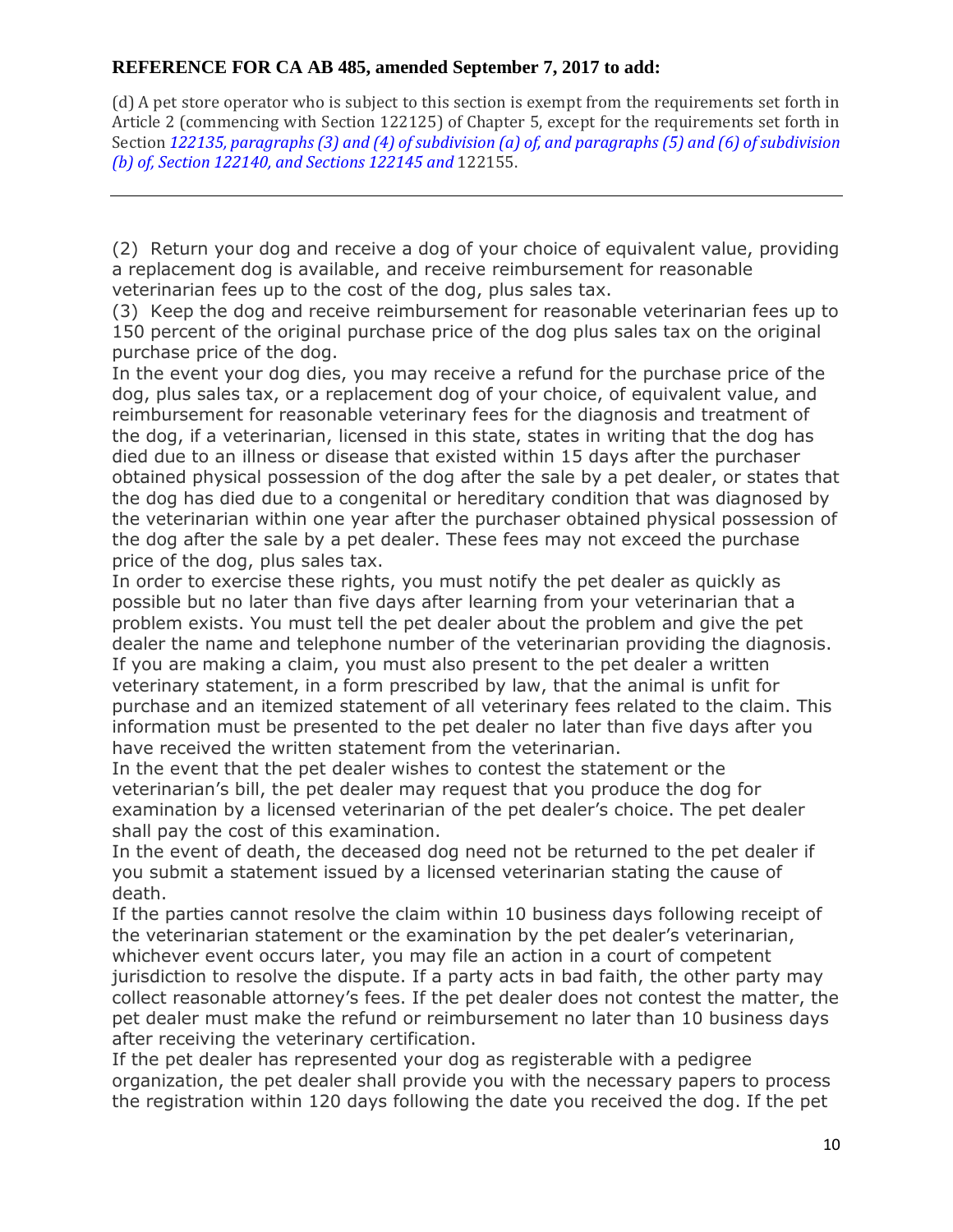**REFERENCE FOR CA AB 485, amended September 7, 2017 to add:**

(d) A pet store operator who is subject to this section is exempt from the requirements set forth in Article 2 (commencing with Section 122125) of Chapter 5, except for the requirements set forth in Section *122135, paragraphs (3) and (4) of subdivision (a) of, and paragraphs (5) and (6) of subdivision (b) of, Section 122140, and Sections 122145 and* 122155.

---

(2) Return your dog and receive a dog of your choice of equivalent value, providing a replacement dog is available, and receive reimbursement for reasonable veterinarian fees up to the cost of the dog, plus sales tax.

(3) Keep the dog and receive reimbursement for reasonable veterinarian fees up to 150 percent of the original purchase price of the dog plus sales tax on the original purchase price of the dog.

In the event your dog dies, you may receive a refund for the purchase price of the dog, plus sales tax, or a replacement dog of your choice, of equivalent value, and reimbursement for reasonable veterinary fees for the diagnosis and treatment of the dog, if a veterinarian, licensed in this state, states in writing that the dog has died due to an illness or disease that existed within 15 days after the purchaser obtained physical possession of the dog after the sale by a pet dealer, or states that the dog has died due to a congenital or hereditary condition that was diagnosed by the veterinarian within one year after the purchaser obtained physical possession of the dog after the sale by a pet dealer. These fees may not exceed the purchase price of the dog, plus sales tax.

In order to exercise these rights, you must notify the pet dealer as quickly as possible but no later than five days after learning from your veterinarian that a problem exists. You must tell the pet dealer about the problem and give the pet dealer the name and telephone number of the veterinarian providing the diagnosis. If you are making a claim, you must also present to the pet dealer a written veterinary statement, in a form prescribed by law, that the animal is unfit for purchase and an itemized statement of all veterinary fees related to the claim. This information must be presented to the pet dealer no later than five days after you have received the written statement from the veterinarian.

In the event that the pet dealer wishes to contest the statement or the veterinarian's bill, the pet dealer may request that you produce the dog for examination by a licensed veterinarian of the pet dealer's choice. The pet dealer shall pay the cost of this examination.

In the event of death, the deceased dog need not be returned to the pet dealer if you submit a statement issued by a licensed veterinarian stating the cause of death.

If the parties cannot resolve the claim within 10 business days following receipt of the veterinarian statement or the examination by the pet dealer's veterinarian, whichever event occurs later, you may file an action in a court of competent jurisdiction to resolve the dispute. If a party acts in bad faith, the other party may collect reasonable attorney's fees. If the pet dealer does not contest the matter, the pet dealer must make the refund or reimbursement no later than 10 business days after receiving the veterinary certification.

If the pet dealer has represented your dog as registerable with a pedigree organization, the pet dealer shall provide you with the necessary papers to process the registration within 120 days following the date you received the dog. If the pet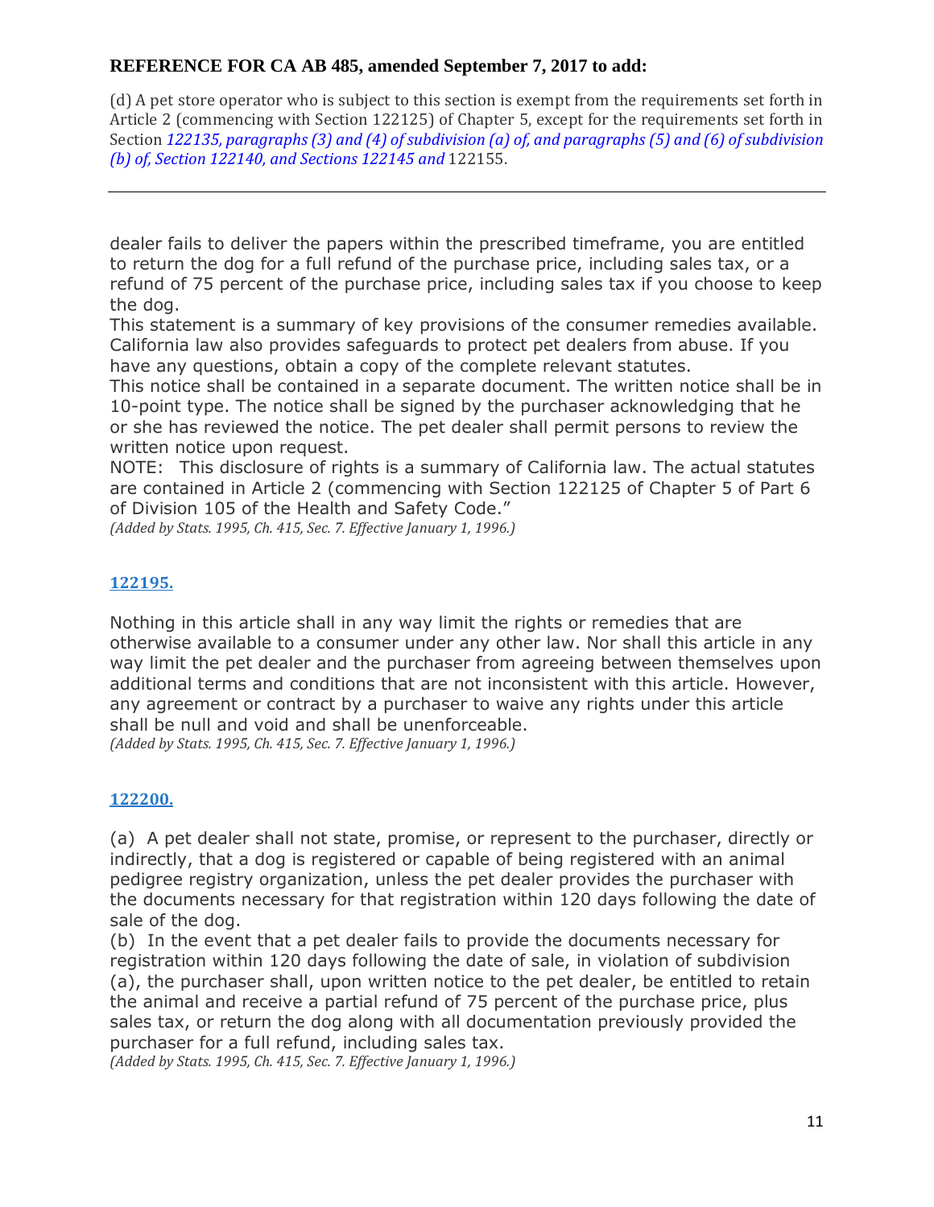**REFERENCE FOR CA AB 485, amended September 7, 2017 to add:**

(d) A pet store operator who is subject to this section is exempt from the requirements set forth in Article 2 (commencing with Section 122125) of Chapter 5, except for the requirements set forth in Section *122135, paragraphs (3) and (4) of subdivision (a) of, and paragraphs (5) and (6) of subdivision (b) of, Section 122140, and Sections 122145 and* 122155.

---

dealer fails to deliver the papers within the prescribed timeframe, you are entitled to return the dog for a full refund of the purchase price, including sales tax, or a refund of 75 percent of the purchase price, including sales tax if you choose to keep the dog.

This statement is a summary of key provisions of the consumer remedies available. California law also provides safeguards to protect pet dealers from abuse. If you have any questions, obtain a copy of the complete relevant statutes.

This notice shall be contained in a separate document. The written notice shall be in 10-point type. The notice shall be signed by the purchaser acknowledging that he or she has reviewed the notice. The pet dealer shall permit persons to review the written notice upon request.

NOTE: This disclosure of rights is a summary of California law. The actual statutes are contained in Article 2 (commencing with Section 122125 of Chapter 5 of Part 6 of Division 105 of the Health and Safety Code."

*(Added by Stats. 1995, Ch. 415, Sec. 7. Effective January 1, 1996.)*

### 122195.

Nothing in this article shall in any way limit the rights or remedies that are otherwise available to a consumer under any other law. Nor shall this article in any way limit the pet dealer and the purchaser from agreeing between themselves upon additional terms and conditions that are not inconsistent with this article. However, any agreement or contract by a purchaser to waive any rights under this article shall be null and void and shall be unenforceable.

*(Added by Stats. 1995, Ch. 415, Sec. 7. Effective January 1, 1996.)*

### 122200.

(a) A pet dealer shall not state, promise, or represent to the purchaser, directly or indirectly, that a dog is registered or capable of being registered with an animal pedigree registry organization, unless the pet dealer provides the purchaser with the documents necessary for that registration within 120 days following the date of sale of the dog.

(b) In the event that a pet dealer fails to provide the documents necessary for registration within 120 days following the date of sale, in violation of subdivision (a), the purchaser shall, upon written notice to the pet dealer, be entitled to retain the animal and receive a partial refund of 75 percent of the purchase price, plus sales tax, or return the dog along with all documentation previously provided the purchaser for a full refund, including sales tax.

*(Added by Stats. 1995, Ch. 415, Sec. 7. Effective January 1, 1996.)*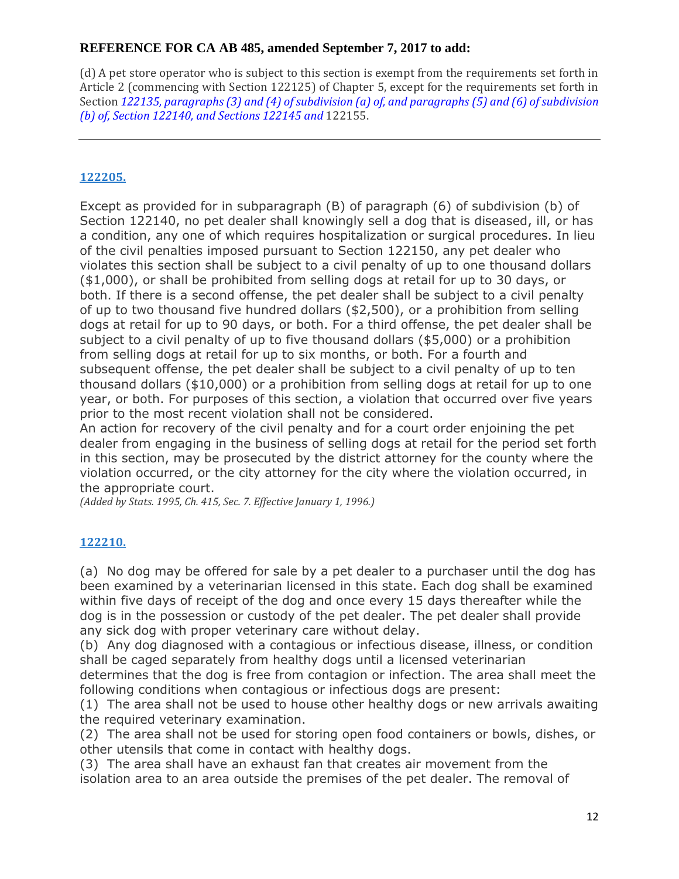**REFERENCE FOR CA AB 485, amended September 7, 2017 to add:**

(d) A pet store operator who is subject to this section is exempt from the requirements set forth in Article 2 (commencing with Section 122125) of Chapter 5, except for the requirements set forth in Section *122135, paragraphs (3) and (4) of subdivision (a) of, and paragraphs (5) and (6) of subdivision (b) of, Section 122140, and Sections 122145 and* 122155.

---

## [122205.]

Except as provided for in subparagraph (B) of paragraph (6) of subdivision (b) of Section 122140, no pet dealer shall knowingly sell a dog that is diseased, ill, or has a condition, any one of which requires hospitalization or surgical procedures. In lieu of the civil penalties imposed pursuant to Section 122150, any pet dealer who violates this section shall be subject to a civil penalty of up to one thousand dollars ($1,000), or shall be prohibited from selling dogs at retail for up to 30 days, or both. If there is a second offense, the pet dealer shall be subject to a civil penalty of up to two thousand five hundred dollars ($2,500), or a prohibition from selling dogs at retail for up to 90 days, or both. For a third offense, the pet dealer shall be subject to a civil penalty of up to five thousand dollars ($5,000) or a prohibition from selling dogs at retail for up to six months, or both. For a fourth and subsequent offense, the pet dealer shall be subject to a civil penalty of up to ten thousand dollars ($10,000) or a prohibition from selling dogs at retail for up to one year, or both. For purposes of this section, a violation that occurred over five years prior to the most recent violation shall not be considered.

An action for recovery of the civil penalty and for a court order enjoining the pet dealer from engaging in the business of selling dogs at retail for the period set forth in this section, may be prosecuted by the district attorney for the county where the violation occurred, or the city attorney for the city where the violation occurred, in the appropriate court.

*(Added by Stats. 1995, Ch. 415, Sec. 7. Effective January 1, 1996.)*

## [122210.]

(a) No dog may be offered for sale by a pet dealer to a purchaser until the dog has been examined by a veterinarian licensed in this state. Each dog shall be examined within five days of receipt of the dog and once every 15 days thereafter while the dog is in the possession or custody of the pet dealer. The pet dealer shall provide any sick dog with proper veterinary care without delay.

(b) Any dog diagnosed with a contagious or infectious disease, illness, or condition shall be caged separately from healthy dogs until a licensed veterinarian determines that the dog is free from contagion or infection. The area shall meet the following conditions when contagious or infectious dogs are present:

(1) The area shall not be used to house other healthy dogs or new arrivals awaiting the required veterinary examination.

(2) The area shall not be used for storing open food containers or bowls, dishes, or other utensils that come in contact with healthy dogs.

(3) The area shall have an exhaust fan that creates air movement from the isolation area to an area outside the premises of the pet dealer. The removal of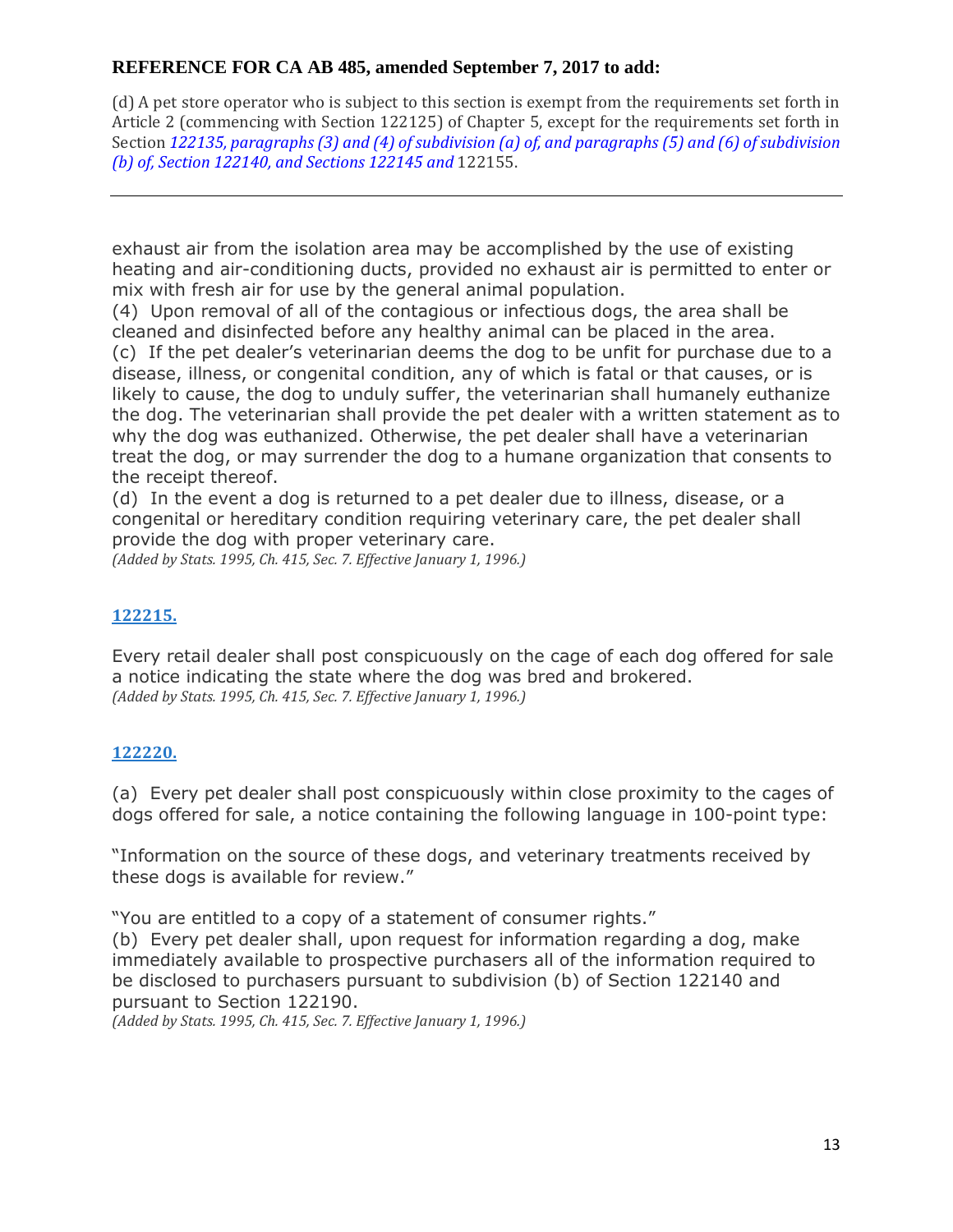**REFERENCE FOR CA AB 485, amended September 7, 2017 to add:**

(d) A pet store operator who is subject to this section is exempt from the requirements set forth in Article 2 (commencing with Section 122125) of Chapter 5, except for the requirements set forth in Section *122135, paragraphs (3) and (4) of subdivision (a) of, and paragraphs (5) and (6) of subdivision (b) of, Section 122140, and Sections 122145 and* 122155.

---

exhaust air from the isolation area may be accomplished by the use of existing heating and air-conditioning ducts, provided no exhaust air is permitted to enter or mix with fresh air for use by the general animal population.

(4) Upon removal of all of the contagious or infectious dogs, the area shall be cleaned and disinfected before any healthy animal can be placed in the area.

(c) If the pet dealer's veterinarian deems the dog to be unfit for purchase due to a disease, illness, or congenital condition, any of which is fatal or that causes, or is likely to cause, the dog to unduly suffer, the veterinarian shall humanely euthanize the dog. The veterinarian shall provide the pet dealer with a written statement as to why the dog was euthanized. Otherwise, the pet dealer shall have a veterinarian treat the dog, or may surrender the dog to a humane organization that consents to the receipt thereof.

(d) In the event a dog is returned to a pet dealer due to illness, disease, or a congenital or hereditary condition requiring veterinary care, the pet dealer shall provide the dog with proper veterinary care.

*(Added by Stats. 1995, Ch. 415, Sec. 7. Effective January 1, 1996.)*

**122215.**

Every retail dealer shall post conspicuously on the cage of each dog offered for sale a notice indicating the state where the dog was bred and brokered.

*(Added by Stats. 1995, Ch. 415, Sec. 7. Effective January 1, 1996.)*

**122220.**

(a) Every pet dealer shall post conspicuously within close proximity to the cages of dogs offered for sale, a notice containing the following language in 100-point type:

"Information on the source of these dogs, and veterinary treatments received by these dogs is available for review."

"You are entitled to a copy of a statement of consumer rights."

(b) Every pet dealer shall, upon request for information regarding a dog, make immediately available to prospective purchasers all of the information required to be disclosed to purchasers pursuant to subdivision (b) of Section 122140 and pursuant to Section 122190.

*(Added by Stats. 1995, Ch. 415, Sec. 7. Effective January 1, 1996.)*